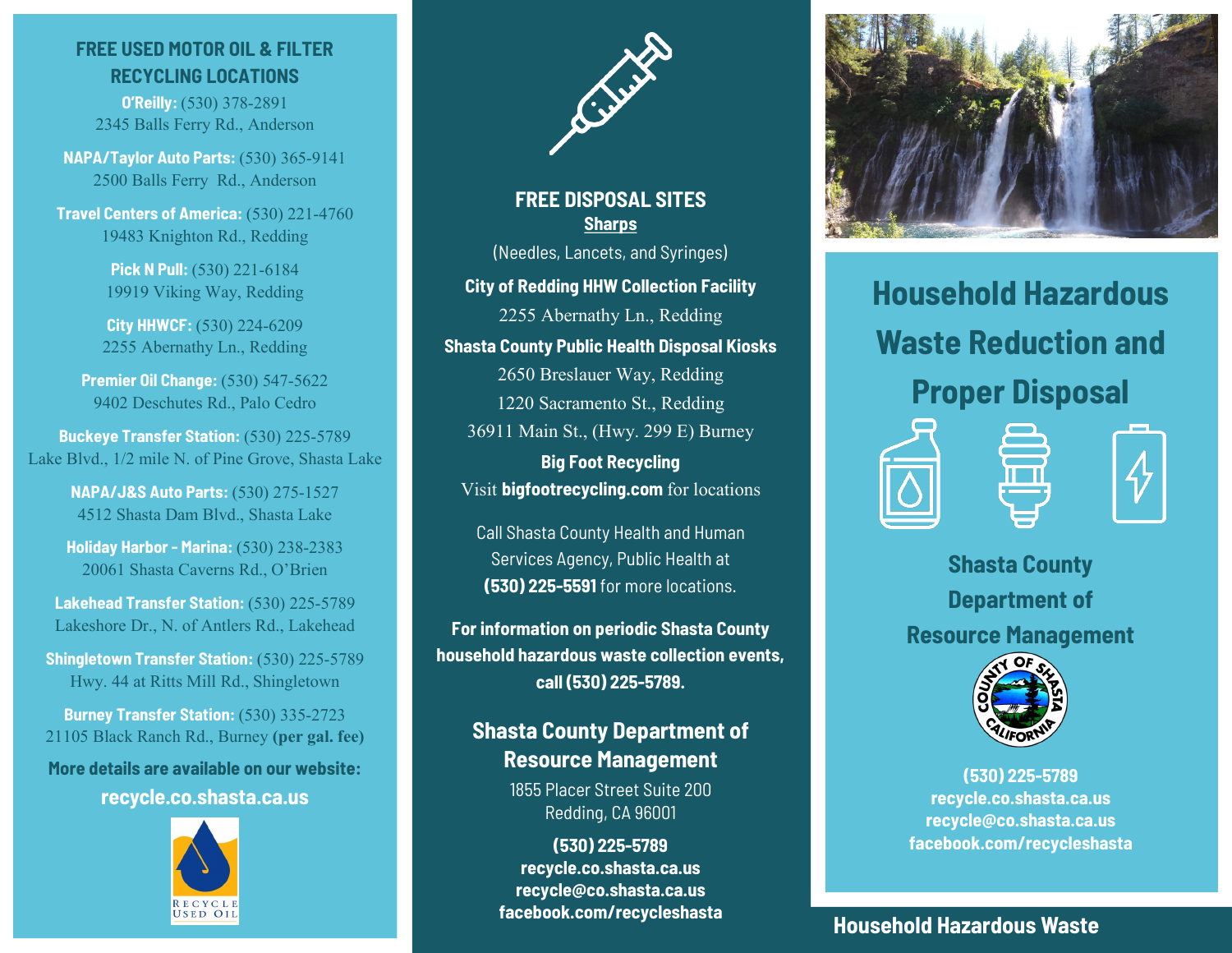## FREE USED MOTOR OIL & FILTER RECYCLING LOCATIONS

**O'Reilly:** (530) 378-2891
2345 Balls Ferry Rd., Anderson

**NAPA/Taylor Auto Parts:** (530) 365-9141
2500 Balls Ferry Rd., Anderson

**Travel Centers of America:** (530) 221-4760
19483 Knighton Rd., Redding

**Pick N Pull:** (530) 221-6184
19919 Viking Way, Redding

**City HHWCF:** (530) 224-6209
2255 Abernathy Ln., Redding

**Premier Oil Change:** (530) 547-5622
9402 Deschutes Rd., Palo Cedro

**Buckeye Transfer Station:** (530) 225-5789
Lake Blvd., 1/2 mile N. of Pine Grove, Shasta Lake

**NAPA/J&S Auto Parts:** (530) 275-1527
4512 Shasta Dam Blvd., Shasta Lake

**Holiday Harbor - Marina:** (530) 238-2383
20061 Shasta Caverns Rd., O'Brien

**Lakehead Transfer Station:** (530) 225-5789
Lakeshore Dr., N. of Antlers Rd., Lakehead

**Shingletown Transfer Station:** (530) 225-5789
Hwy. 44 at Ritts Mill Rd., Shingletown

**Burney Transfer Station:** (530) 335-2723
21105 Black Ranch Rd., Burney **(per gal. fee)**

**More details are available on our website:**

**recycle.co.shasta.ca.us**

RECYCLE USED OIL

## FREE DISPOSAL SITES

### Sharps

(Needles, Lancets, and Syringes)

**City of Redding HHW Collection Facility**
2255 Abernathy Ln., Redding

**Shasta County Public Health Disposal Kiosks**
2650 Breslauer Way, Redding
1220 Sacramento St., Redding
36911 Main St., (Hwy. 299 E) Burney

**Big Foot Recycling**
Visit **bigfootrecycling.com** for locations

Call Shasta County Health and Human Services Agency, Public Health at **(530) 225-5591** for more locations.

**For information on periodic Shasta County household hazardous waste collection events, call (530) 225-5789.**

## Shasta County Department of Resource Management

1855 Placer Street Suite 200
Redding, CA 96001

**(530) 225-5789**
**recycle.co.shasta.ca.us**
**recycle@co.shasta.ca.us**
**facebook.com/recycleshasta**

# Household Hazardous Waste Reduction and Proper Disposal

**Shasta County Department of Resource Management**

COUNTY OF SHASTA CALIFORNIA

**(530) 225-5789**
**recycle.co.shasta.ca.us**
**recycle@co.shasta.ca.us**
**facebook.com/recycleshasta**

**Household Hazardous Waste**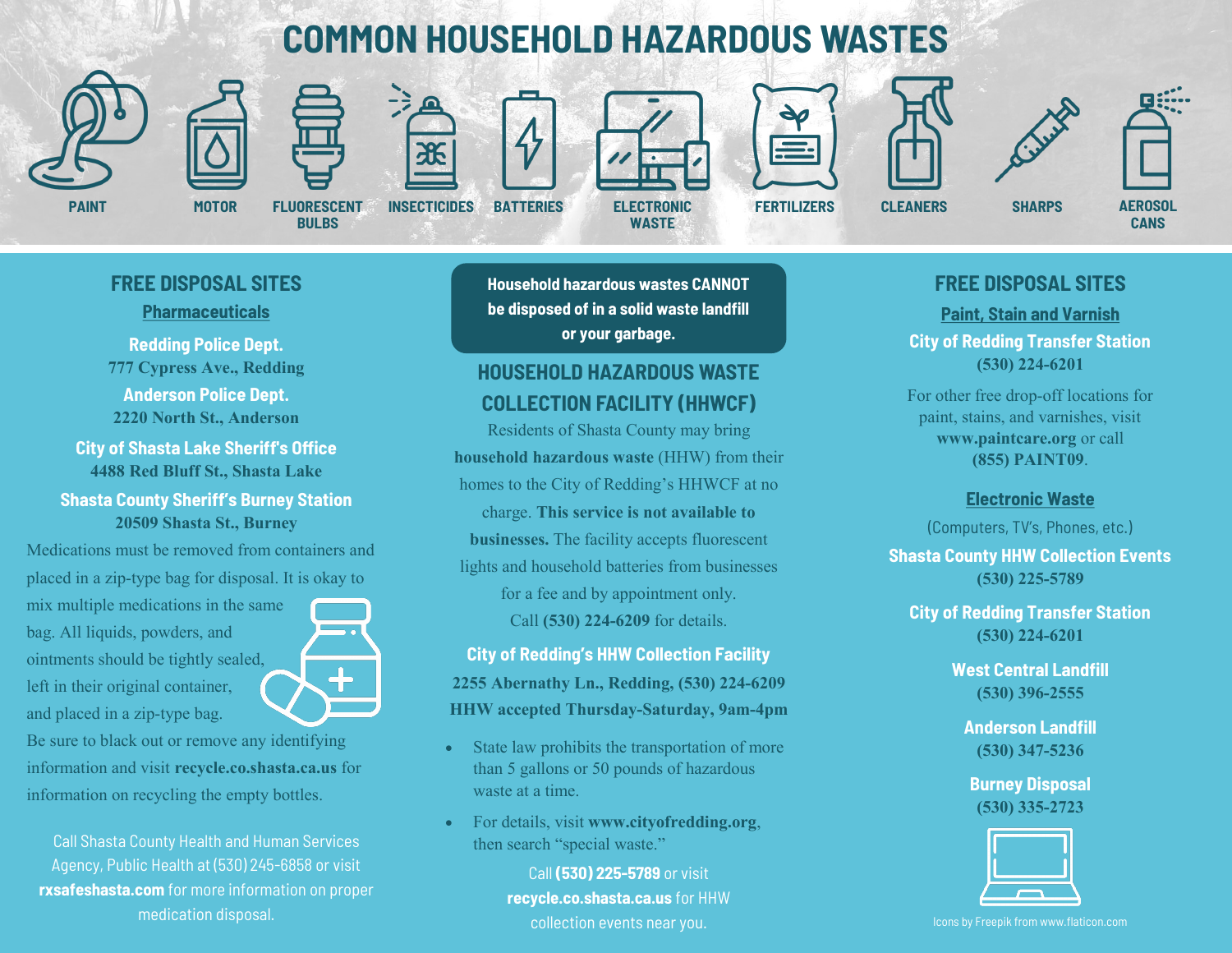# COMMON HOUSEHOLD HAZARDOUS WASTES

PAINT · MOTOR · FLUORESCENT BULBS · INSECTICIDES · BATTERIES · ELECTRONIC WASTE · FERTILIZERS · CLEANERS · SHARPS · AEROSOL CANS

## FREE DISPOSAL SITES

### Pharmaceuticals

**Redding Police Dept.**
777 Cypress Ave., Redding

**Anderson Police Dept.**
2220 North St., Anderson

**City of Shasta Lake Sheriff's Office**
4488 Red Bluff St., Shasta Lake

**Shasta County Sheriff's Burney Station**
20509 Shasta St., Burney

Medications must be removed from containers and placed in a zip-type bag for disposal. It is okay to mix multiple medications in the same bag. All liquids, powders, and ointments should be tightly sealed, left in their original container, and placed in a zip-type bag. Be sure to black out or remove any identifying information and visit **recycle.co.shasta.ca.us** for information on recycling the empty bottles.

Call Shasta County Health and Human Services Agency, Public Health at (530) 245-6858 or visit **rxsafeshasta.com** for more information on proper medication disposal.

**Household hazardous wastes CANNOT be disposed of in a solid waste landfill or your garbage.**

## HOUSEHOLD HAZARDOUS WASTE COLLECTION FACILITY (HHWCF)

Residents of Shasta County may bring **household hazardous waste** (HHW) from their homes to the City of Redding's HHWCF at no charge. **This service is not available to businesses.** The facility accepts fluorescent lights and household batteries from businesses for a fee and by appointment only. Call **(530) 224-6209** for details.

**City of Redding's HHW Collection Facility**
**2255 Abernathy Ln., Redding, (530) 224-6209**
**HHW accepted Thursday-Saturday, 9am-4pm**

- State law prohibits the transportation of more than 5 gallons or 50 pounds of hazardous waste at a time.
- For details, visit **www.cityofredding.org**, then search "special waste."

Call **(530) 225-5789** or visit **recycle.co.shasta.ca.us** for HHW collection events near you.

## FREE DISPOSAL SITES

### Paint, Stain and Varnish

**City of Redding Transfer Station**
(530) 224-6201

For other free drop-off locations for paint, stains, and varnishes, visit **www.paintcare.org** or call **(855) PAINT09**.

### Electronic Waste

(Computers, TV's, Phones, etc.)

**Shasta County HHW Collection Events**
(530) 225-5789

**City of Redding Transfer Station**
(530) 224-6201

**West Central Landfill**
(530) 396-2555

**Anderson Landfill**
(530) 347-5236

**Burney Disposal**
(530) 335-2723

Icons by Freepik from www.flaticon.com